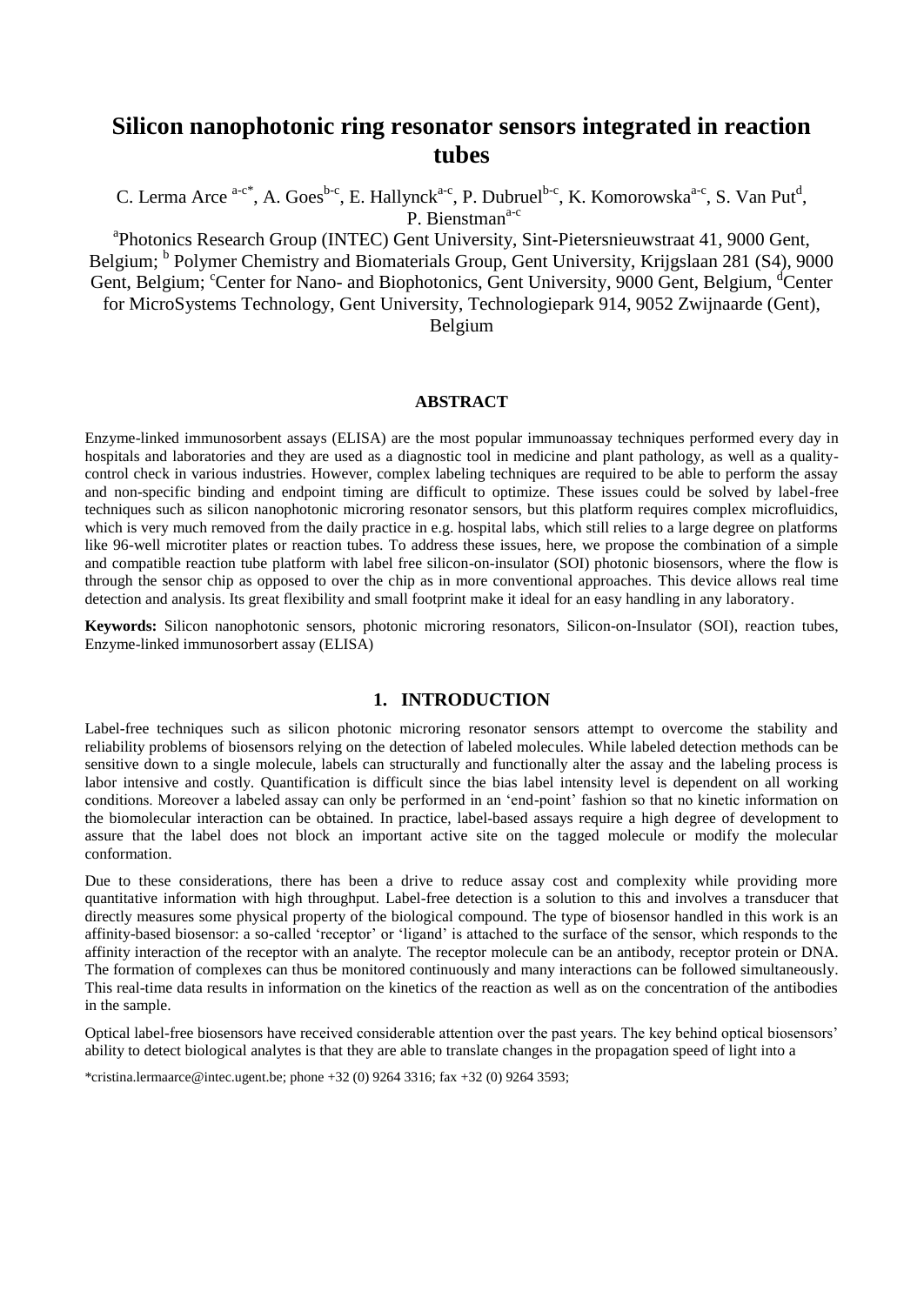# Silicon nanophotonic ring resonator sensors integrated in reaction tubes

C. Lerma Arce [a-c*], A. Goes[b-c], E. Hallynck[a-c], P. Dubruel[b-c], K. Komorowska[a-c], S. Van Put[d], P. Bienstman[a-c]

[a]Photonics Research Group (INTEC) Gent University, Sint-Pietersnieuwstraat 41, 9000 Gent, Belgium; [b] Polymer Chemistry and Biomaterials Group, Gent University, Krijgslaan 281 (S4), 9000 Gent, Belgium; [c]Center for Nano- and Biophotonics, Gent University, 9000 Gent, Belgium, [d]Center for MicroSystems Technology, Gent University, Technologiepark 914, 9052 Zwijnaarde (Gent), Belgium

## ABSTRACT

Enzyme-linked immunosorbent assays (ELISA) are the most popular immunoassay techniques performed every day in hospitals and laboratories and they are used as a diagnostic tool in medicine and plant pathology, as well as a quality-control check in various industries. However, complex labeling techniques are required to be able to perform the assay and non-specific binding and endpoint timing are difficult to optimize. These issues could be solved by label-free techniques such as silicon nanophotonic microring resonator sensors, but this platform requires complex microfluidics, which is very much removed from the daily practice in e.g. hospital labs, which still relies to a large degree on platforms like 96-well microtiter plates or reaction tubes. To address these issues, here, we propose the combination of a simple and compatible reaction tube platform with label free silicon-on-insulator (SOI) photonic biosensors, where the flow is through the sensor chip as opposed to over the chip as in more conventional approaches. This device allows real time detection and analysis. Its great flexibility and small footprint make it ideal for an easy handling in any laboratory.

**Keywords:** Silicon nanophotonic sensors, photonic microring resonators, Silicon-on-Insulator (SOI), reaction tubes, Enzyme-linked immunosorbert assay (ELISA)

## 1. INTRODUCTION

Label-free techniques such as silicon photonic microring resonator sensors attempt to overcome the stability and reliability problems of biosensors relying on the detection of labeled molecules. While labeled detection methods can be sensitive down to a single molecule, labels can structurally and functionally alter the assay and the labeling process is labor intensive and costly. Quantification is difficult since the bias label intensity level is dependent on all working conditions. Moreover a labeled assay can only be performed in an 'end-point' fashion so that no kinetic information on the biomolecular interaction can be obtained. In practice, label-based assays require a high degree of development to assure that the label does not block an important active site on the tagged molecule or modify the molecular conformation.

Due to these considerations, there has been a drive to reduce assay cost and complexity while providing more quantitative information with high throughput. Label-free detection is a solution to this and involves a transducer that directly measures some physical property of the biological compound. The type of biosensor handled in this work is an affinity-based biosensor: a so-called 'receptor' or 'ligand' is attached to the surface of the sensor, which responds to the affinity interaction of the receptor with an analyte. The receptor molecule can be an antibody, receptor protein or DNA. The formation of complexes can thus be monitored continuously and many interactions can be followed simultaneously. This real-time data results in information on the kinetics of the reaction as well as on the concentration of the antibodies in the sample.

Optical label-free biosensors have received considerable attention over the past years. The key behind optical biosensors' ability to detect biological analytes is that they are able to translate changes in the propagation speed of light into a

*cristina.lermaarce@intec.ugent.be; phone +32 (0) 9264 3316; fax +32 (0) 9264 3593;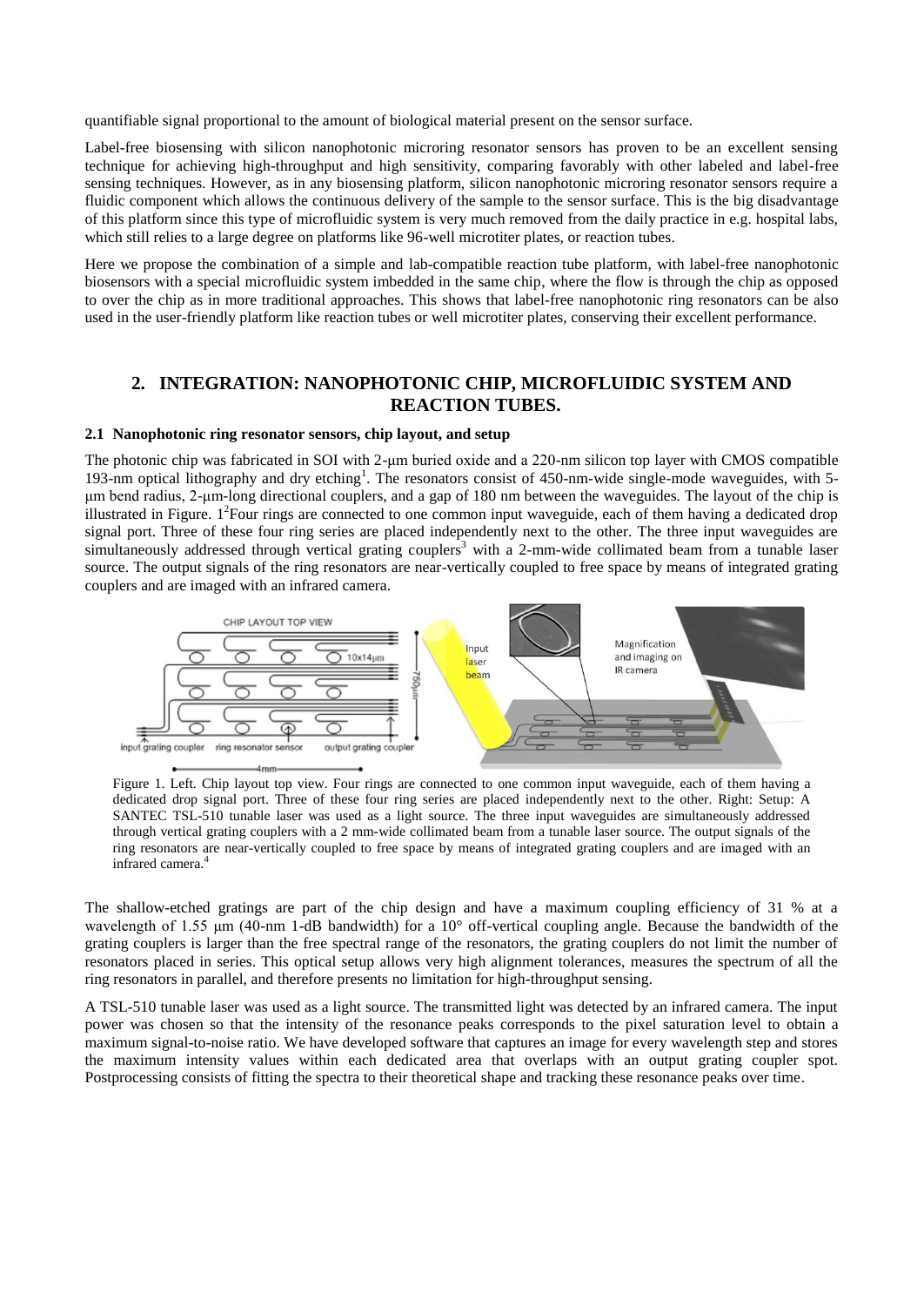quantifiable signal proportional to the amount of biological material present on the sensor surface.

Label-free biosensing with silicon nanophotonic microring resonator sensors has proven to be an excellent sensing technique for achieving high-throughput and high sensitivity, comparing favorably with other labeled and label-free sensing techniques. However, as in any biosensing platform, silicon nanophotonic microring resonator sensors require a fluidic component which allows the continuous delivery of the sample to the sensor surface. This is the big disadvantage of this platform since this type of microfluidic system is very much removed from the daily practice in e.g. hospital labs, which still relies to a large degree on platforms like 96-well microtiter plates, or reaction tubes.

Here we propose the combination of a simple and lab-compatible reaction tube platform, with label-free nanophotonic biosensors with a special microfluidic system imbedded in the same chip, where the flow is through the chip as opposed to over the chip as in more traditional approaches. This shows that label-free nanophotonic ring resonators can be also used in the user-friendly platform like reaction tubes or well microtiter plates, conserving their excellent performance.

## 2. INTEGRATION: NANOPHOTONIC CHIP, MICROFLUIDIC SYSTEM AND REACTION TUBES.

### 2.1 Nanophotonic ring resonator sensors, chip layout, and setup

The photonic chip was fabricated in SOI with 2-μm buried oxide and a 220-nm silicon top layer with CMOS compatible 193-nm optical lithography and dry etching[1]. The resonators consist of 450-nm-wide single-mode waveguides, with 5-μm bend radius, 2-μm-long directional couplers, and a gap of 180 nm between the waveguides. The layout of the chip is illustrated in Figure. 1[2]Four rings are connected to one common input waveguide, each of them having a dedicated drop signal port. Three of these four ring series are placed independently next to the other. The three input waveguides are simultaneously addressed through vertical grating couplers[3] with a 2-mm-wide collimated beam from a tunable laser source. The output signals of the ring resonators are near-vertically coupled to free space by means of integrated grating couplers and are imaged with an infrared camera.

Figure 1. Left. Chip layout top view. Four rings are connected to one common input waveguide, each of them having a dedicated drop signal port. Three of these four ring series are placed independently next to the other. Right: Setup: A SANTEC TSL-510 tunable laser was used as a light source. The three input waveguides are simultaneously addressed through vertical grating couplers with a 2 mm-wide collimated beam from a tunable laser source. The output signals of the ring resonators are near-vertically coupled to free space by means of integrated grating couplers and are imaged with an infrared camera.[4]

The shallow-etched gratings are part of the chip design and have a maximum coupling efficiency of 31 % at a wavelength of 1.55 μm (40-nm 1-dB bandwidth) for a 10° off-vertical coupling angle. Because the bandwidth of the grating couplers is larger than the free spectral range of the resonators, the grating couplers do not limit the number of resonators placed in series. This optical setup allows very high alignment tolerances, measures the spectrum of all the ring resonators in parallel, and therefore presents no limitation for high-throughput sensing.

A TSL-510 tunable laser was used as a light source. The transmitted light was detected by an infrared camera. The input power was chosen so that the intensity of the resonance peaks corresponds to the pixel saturation level to obtain a maximum signal-to-noise ratio. We have developed software that captures an image for every wavelength step and stores the maximum intensity values within each dedicated area that overlaps with an output grating coupler spot. Postprocessing consists of fitting the spectra to their theoretical shape and tracking these resonance peaks over time.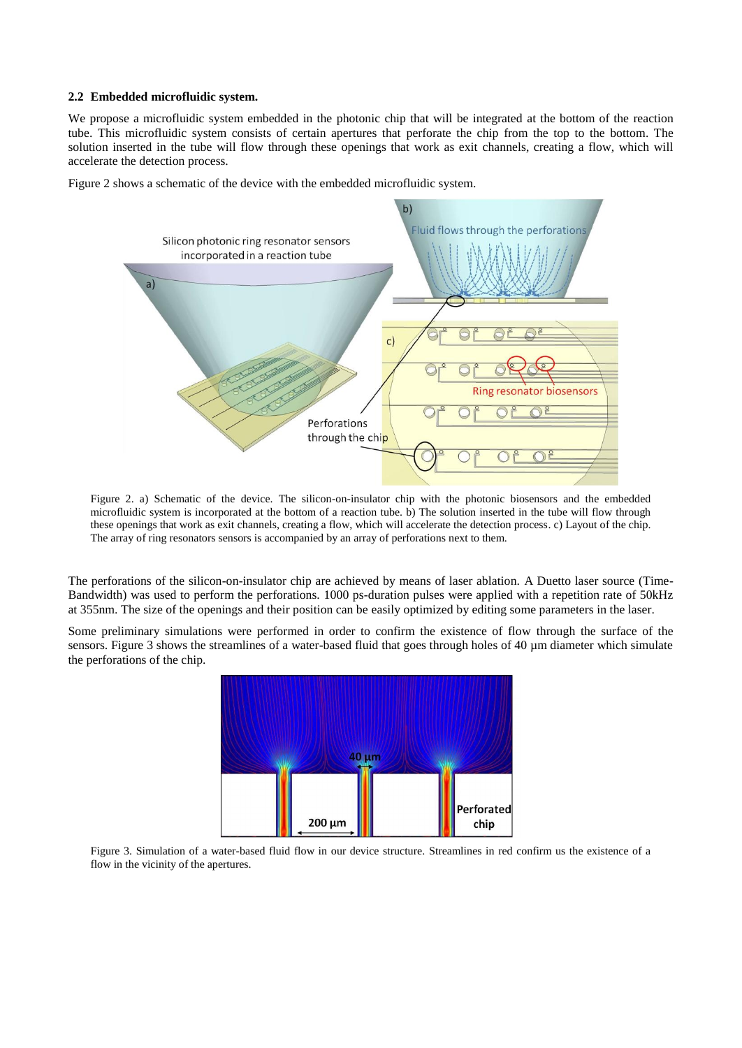### 2.2 Embedded microfluidic system.

We propose a microfluidic system embedded in the photonic chip that will be integrated at the bottom of the reaction tube. This microfluidic system consists of certain apertures that perforate the chip from the top to the bottom. The solution inserted in the tube will flow through these openings that work as exit channels, creating a flow, which will accelerate the detection process.

Figure 2 shows a schematic of the device with the embedded microfluidic system.

Figure 2. a) Schematic of the device. The silicon-on-insulator chip with the photonic biosensors and the embedded microfluidic system is incorporated at the bottom of a reaction tube. b) The solution inserted in the tube will flow through these openings that work as exit channels, creating a flow, which will accelerate the detection process. c) Layout of the chip. The array of ring resonators sensors is accompanied by an array of perforations next to them.

The perforations of the silicon-on-insulator chip are achieved by means of laser ablation. A Duetto laser source (Time-Bandwidth) was used to perform the perforations. 1000 ps-duration pulses were applied with a repetition rate of 50kHz at 355nm. The size of the openings and their position can be easily optimized by editing some parameters in the laser.

Some preliminary simulations were performed in order to confirm the existence of flow through the surface of the sensors. Figure 3 shows the streamlines of a water-based fluid that goes through holes of 40 µm diameter which simulate the perforations of the chip.

Figure 3. Simulation of a water-based fluid flow in our device structure. Streamlines in red confirm us the existence of a flow in the vicinity of the apertures.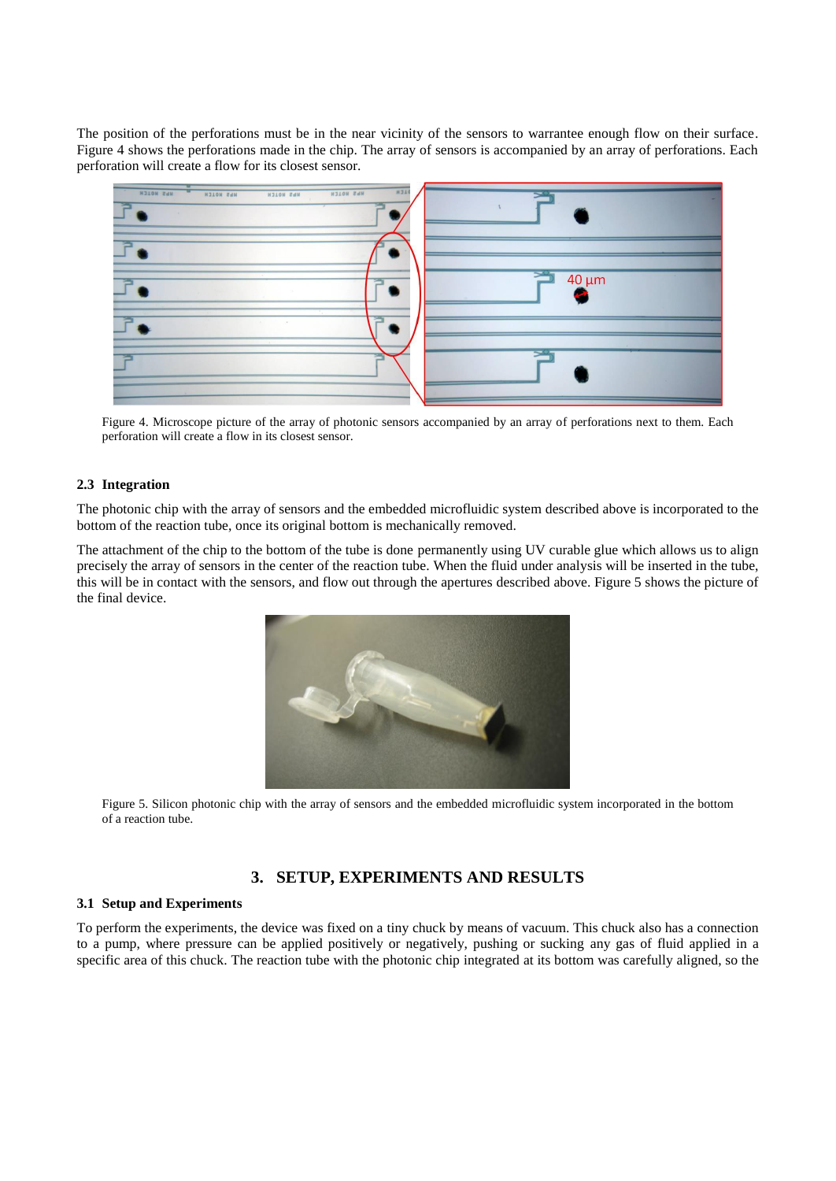The position of the perforations must be in the near vicinity of the sensors to warrantee enough flow on their surface. Figure 4 shows the perforations made in the chip. The array of sensors is accompanied by an array of perforations. Each perforation will create a flow for its closest sensor.

Figure 4. Microscope picture of the array of photonic sensors accompanied by an array of perforations next to them. Each perforation will create a flow in its closest sensor.

### 2.3 Integration

The photonic chip with the array of sensors and the embedded microfluidic system described above is incorporated to the bottom of the reaction tube, once its original bottom is mechanically removed.

The attachment of the chip to the bottom of the tube is done permanently using UV curable glue which allows us to align precisely the array of sensors in the center of the reaction tube. When the fluid under analysis will be inserted in the tube, this will be in contact with the sensors, and flow out through the apertures described above. Figure 5 shows the picture of the final device.

Figure 5. Silicon photonic chip with the array of sensors and the embedded microfluidic system incorporated in the bottom of a reaction tube.

## 3. SETUP, EXPERIMENTS AND RESULTS

### 3.1 Setup and Experiments

To perform the experiments, the device was fixed on a tiny chuck by means of vacuum. This chuck also has a connection to a pump, where pressure can be applied positively or negatively, pushing or sucking any gas of fluid applied in a specific area of this chuck. The reaction tube with the photonic chip integrated at its bottom was carefully aligned, so the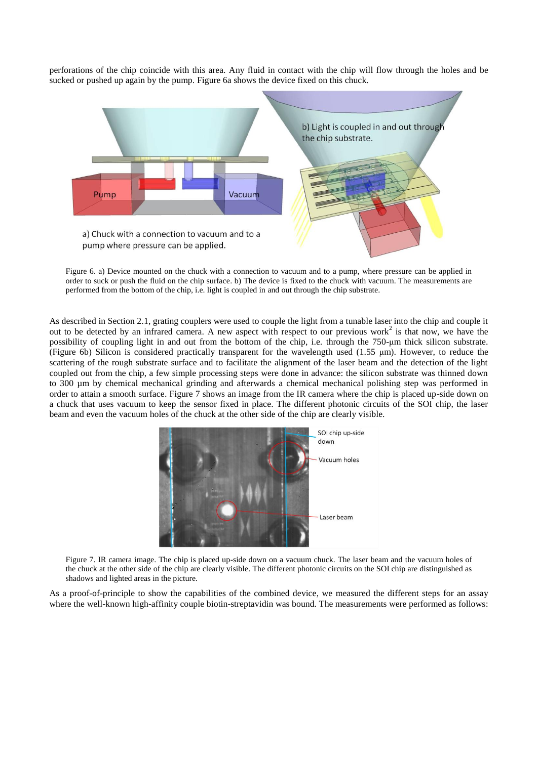perforations of the chip coincide with this area. Any fluid in contact with the chip will flow through the holes and be sucked or pushed up again by the pump. Figure 6a shows the device fixed on this chuck.

Figure 6. a) Device mounted on the chuck with a connection to vacuum and to a pump, where pressure can be applied in order to suck or push the fluid on the chip surface. b) The device is fixed to the chuck with vacuum. The measurements are performed from the bottom of the chip, i.e. light is coupled in and out through the chip substrate.

As described in Section 2.1, grating couplers were used to couple the light from a tunable laser into the chip and couple it out to be detected by an infrared camera. A new aspect with respect to our previous work[2] is that now, we have the possibility of coupling light in and out from the bottom of the chip, i.e. through the 750-µm thick silicon substrate. (Figure 6b) Silicon is considered practically transparent for the wavelength used (1.55 µm). However, to reduce the scattering of the rough substrate surface and to facilitate the alignment of the laser beam and the detection of the light coupled out from the chip, a few simple processing steps were done in advance: the silicon substrate was thinned down to 300 µm by chemical mechanical grinding and afterwards a chemical mechanical polishing step was performed in order to attain a smooth surface. Figure 7 shows an image from the IR camera where the chip is placed up-side down on a chuck that uses vacuum to keep the sensor fixed in place. The different photonic circuits of the SOI chip, the laser beam and even the vacuum holes of the chuck at the other side of the chip are clearly visible.

Figure 7. IR camera image. The chip is placed up-side down on a vacuum chuck. The laser beam and the vacuum holes of the chuck at the other side of the chip are clearly visible. The different photonic circuits on the SOI chip are distinguished as shadows and lighted areas in the picture.

As a proof-of-principle to show the capabilities of the combined device, we measured the different steps for an assay where the well-known high-affinity couple biotin-streptavidin was bound. The measurements were performed as follows: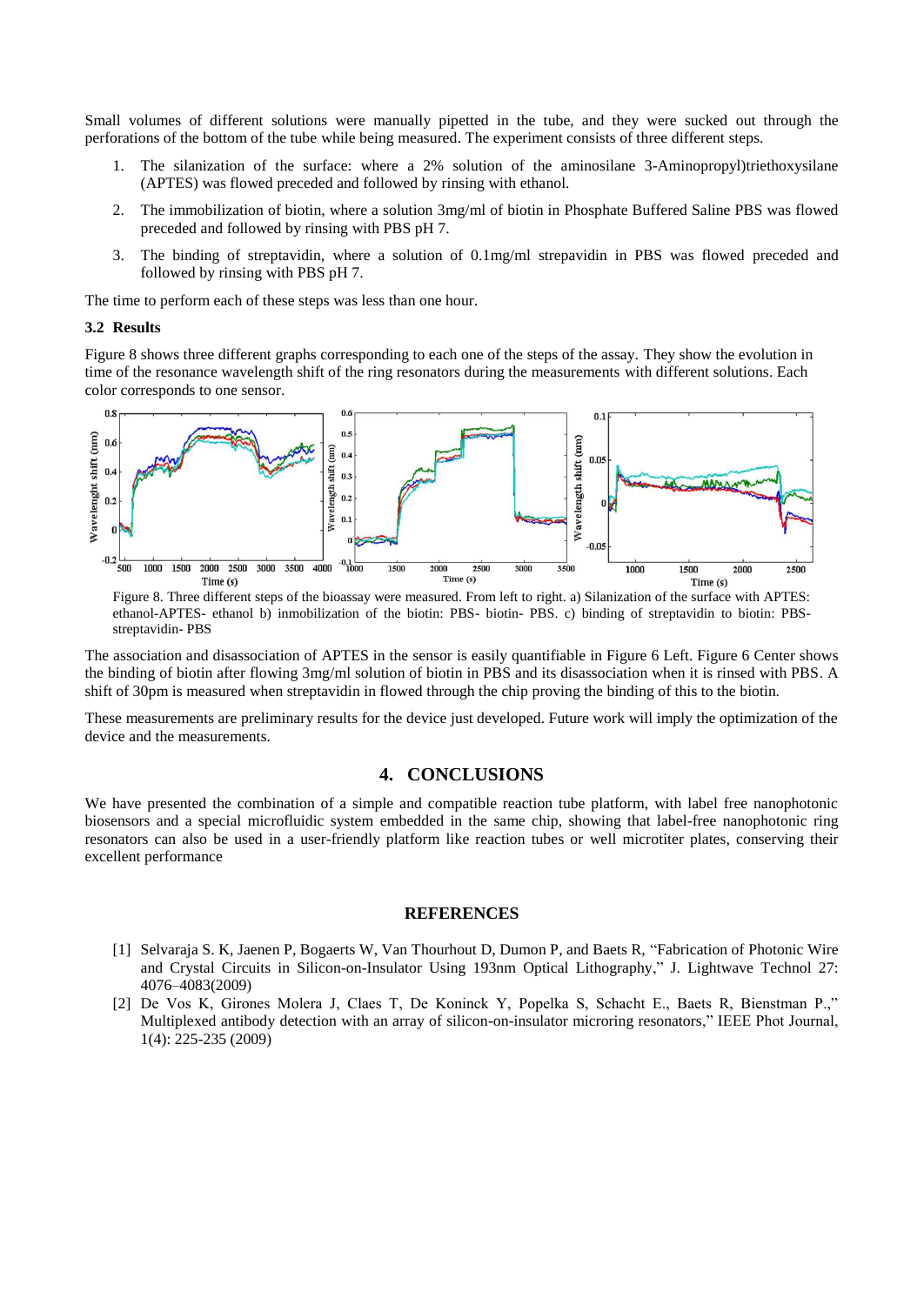Small volumes of different solutions were manually pipetted in the tube, and they were sucked out through the perforations of the bottom of the tube while being measured. The experiment consists of three different steps.

1. The silanization of the surface: where a 2% solution of the aminosilane 3-Aminopropyl)triethoxysilane (APTES) was flowed preceded and followed by rinsing with ethanol.
2. The immobilization of biotin, where a solution 3mg/ml of biotin in Phosphate Buffered Saline PBS was flowed preceded and followed by rinsing with PBS pH 7.
3. The binding of streptavidin, where a solution of 0.1mg/ml strepavidin in PBS was flowed preceded and followed by rinsing with PBS pH 7.

The time to perform each of these steps was less than one hour.

### 3.2 Results

Figure 8 shows three different graphs corresponding to each one of the steps of the assay. They show the evolution in time of the resonance wavelength shift of the ring resonators during the measurements with different solutions. Each color corresponds to one sensor.

Figure 8. Three different steps of the bioassay were measured. From left to right. a) Silanization of the surface with APTES: ethanol-APTES- ethanol b) inmobilization of the biotin: PBS- biotin- PBS. c) binding of streptavidin to biotin: PBS-streptavidin- PBS

The association and disassociation of APTES in the sensor is easily quantifiable in Figure 6 Left. Figure 6 Center shows the binding of biotin after flowing 3mg/ml solution of biotin in PBS and its disassociation when it is rinsed with PBS. A shift of 30pm is measured when streptavidin in flowed through the chip proving the binding of this to the biotin.

These measurements are preliminary results for the device just developed. Future work will imply the optimization of the device and the measurements.

## 4. CONCLUSIONS

We have presented the combination of a simple and compatible reaction tube platform, with label free nanophotonic biosensors and a special microfluidic system embedded in the same chip, showing that label-free nanophotonic ring resonators can also be used in a user-friendly platform like reaction tubes or well microtiter plates, conserving their excellent performance

## REFERENCES

[1] Selvaraja S. K, Jaenen P, Bogaerts W, Van Thourhout D, Dumon P, and Baets R, "Fabrication of Photonic Wire and Crystal Circuits in Silicon-on-Insulator Using 193nm Optical Lithography," J. Lightwave Technol 27: 4076–4083(2009)

[2] De Vos K, Girones Molera J, Claes T, De Koninck Y, Popelka S, Schacht E., Baets R, Bienstman P.," Multiplexed antibody detection with an array of silicon-on-insulator microring resonators," IEEE Phot Journal, 1(4): 225-235 (2009)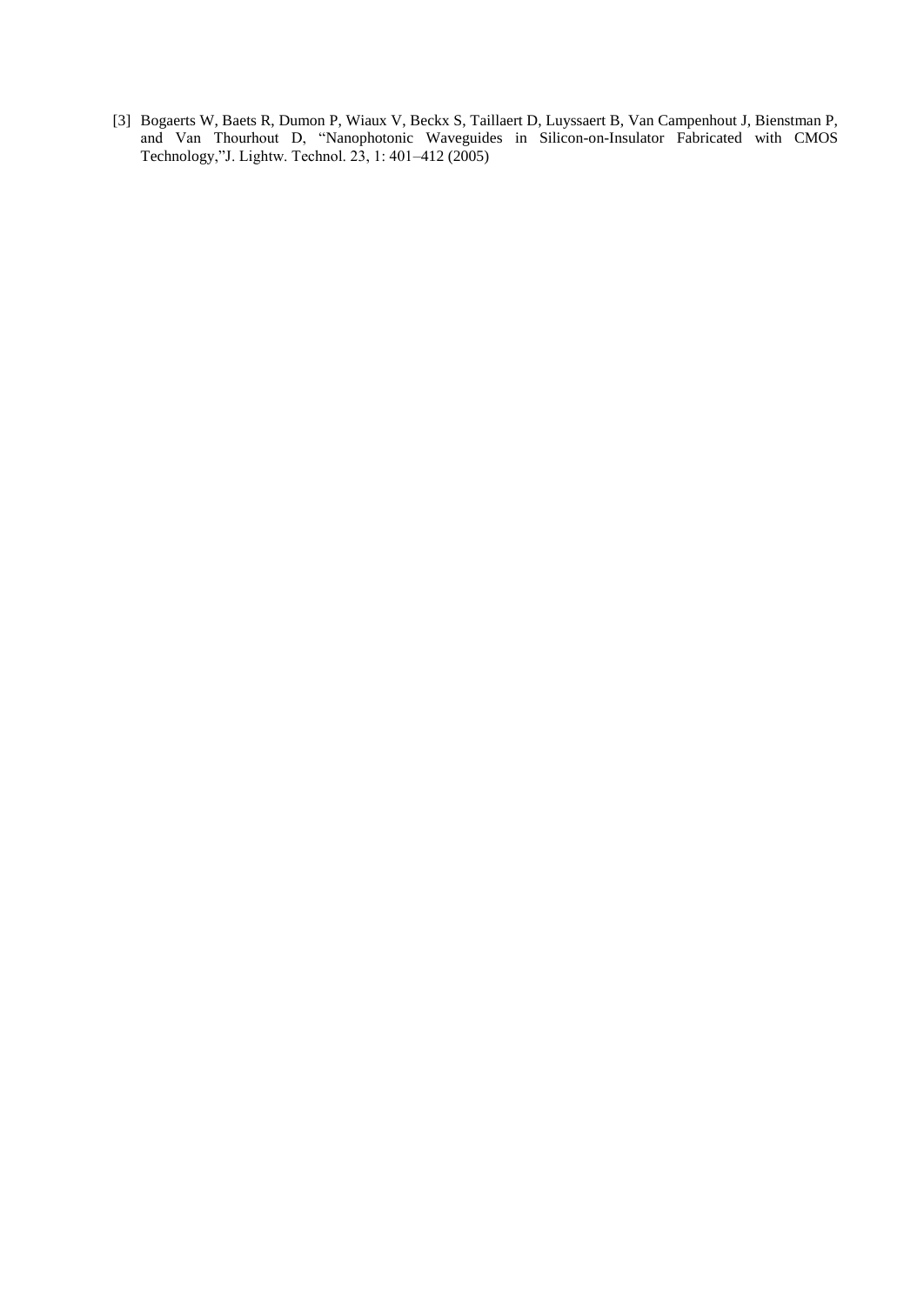[3] Bogaerts W, Baets R, Dumon P, Wiaux V, Beckx S, Taillaert D, Luyssaert B, Van Campenhout J, Bienstman P, and Van Thourhout D, "Nanophotonic Waveguides in Silicon-on-Insulator Fabricated with CMOS Technology,"J. Lightw. Technol. 23, 1: 401–412 (2005)